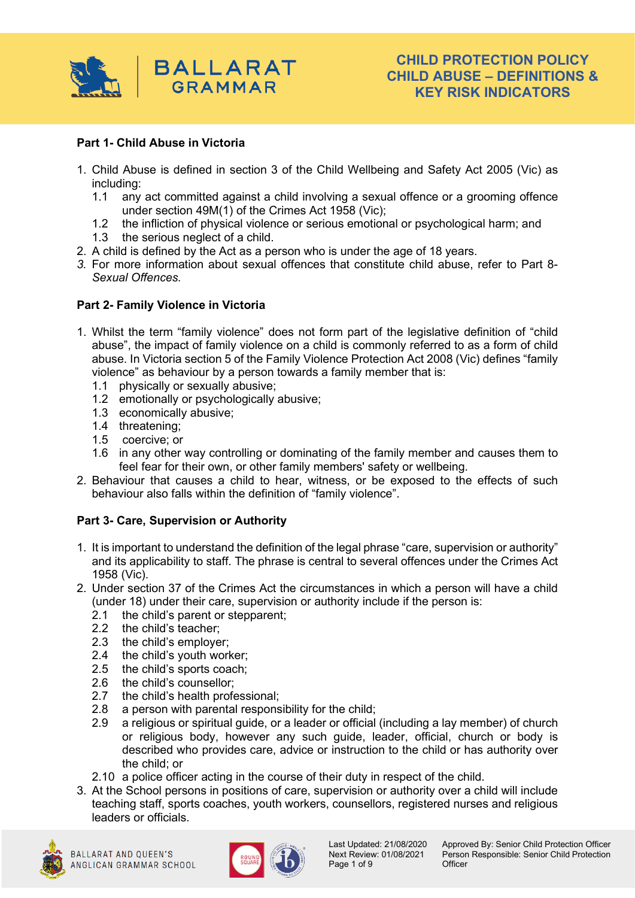# CHILD PROTECTION POLICY CHILD ABUSE – DEFINITIONS & KEY RISK INDICATORS

## Part 1- Child Abuse in Victoria

1. Child Abuse is defined in section 3 of the Child Wellbeing and Safety Act 2005 (Vic) as including:
   - 1.1 any act committed against a child involving a sexual offence or a grooming offence under section 49M(1) of the Crimes Act 1958 (Vic);
   - 1.2 the infliction of physical violence or serious emotional or psychological harm; and
   - 1.3 the serious neglect of a child.
2. A child is defined by the Act as a person who is under the age of 18 years.
3. For more information about sexual offences that constitute child abuse, refer to Part 8- *Sexual Offences.*

## Part 2- Family Violence in Victoria

1. Whilst the term "family violence" does not form part of the legislative definition of "child abuse", the impact of family violence on a child is commonly referred to as a form of child abuse. In Victoria section 5 of the Family Violence Protection Act 2008 (Vic) defines "family violence" as behaviour by a person towards a family member that is:
   - 1.1 physically or sexually abusive;
   - 1.2 emotionally or psychologically abusive;
   - 1.3 economically abusive;
   - 1.4 threatening;
   - 1.5 coercive; or
   - 1.6 in any other way controlling or dominating of the family member and causes them to feel fear for their own, or other family members' safety or wellbeing.
2. Behaviour that causes a child to hear, witness, or be exposed to the effects of such behaviour also falls within the definition of "family violence".

## Part 3- Care, Supervision or Authority

1. It is important to understand the definition of the legal phrase "care, supervision or authority" and its applicability to staff. The phrase is central to several offences under the Crimes Act 1958 (Vic).
2. Under section 37 of the Crimes Act the circumstances in which a person will have a child (under 18) under their care, supervision or authority include if the person is:
   - 2.1 the child's parent or stepparent;
   - 2.2 the child's teacher;
   - 2.3 the child's employer;
   - 2.4 the child's youth worker;
   - 2.5 the child's sports coach;
   - 2.6 the child's counsellor;
   - 2.7 the child's health professional;
   - 2.8 a person with parental responsibility for the child;
   - 2.9 a religious or spiritual guide, or a leader or official (including a lay member) of church or religious body, however any such guide, leader, official, church or body is described who provides care, advice or instruction to the child or has authority over the child; or
   - 2.10 a police officer acting in the course of their duty in respect of the child.
3. At the School persons in positions of care, supervision or authority over a child will include teaching staff, sports coaches, youth workers, counsellors, registered nurses and religious leaders or officials.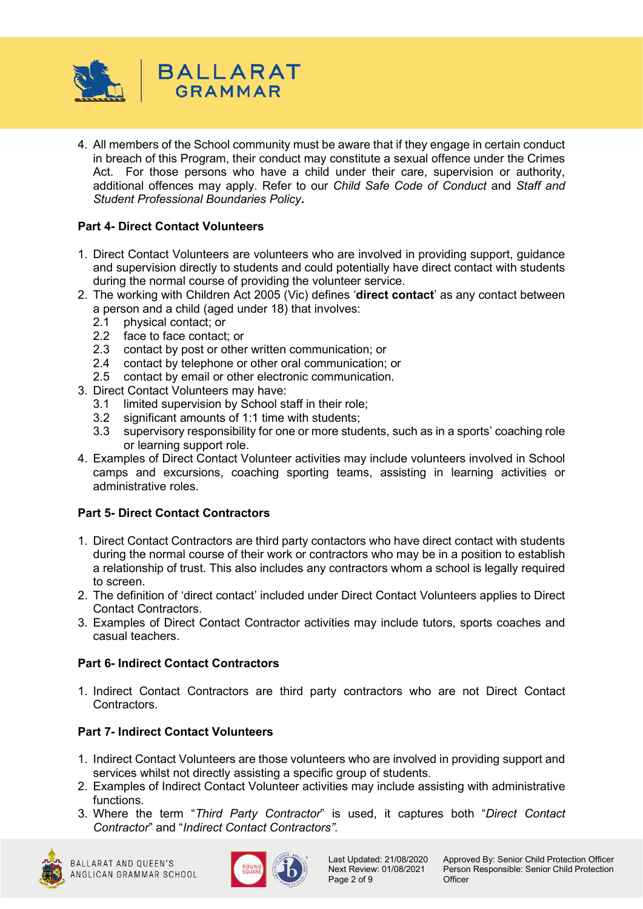4. All members of the School community must be aware that if they engage in certain conduct in breach of this Program, their conduct may constitute a sexual offence under the Crimes Act. For those persons who have a child under their care, supervision or authority, additional offences may apply. Refer to our *Child Safe Code of Conduct* and *Staff and Student Professional Boundaries Policy*.

**Part 4- Direct Contact Volunteers**

1. Direct Contact Volunteers are volunteers who are involved in providing support, guidance and supervision directly to students and could potentially have direct contact with students during the normal course of providing the volunteer service.
2. The working with Children Act 2005 (Vic) defines '**direct contact**' as any contact between a person and a child (aged under 18) that involves:
   2.1 physical contact; or
   2.2 face to face contact; or
   2.3 contact by post or other written communication; or
   2.4 contact by telephone or other oral communication; or
   2.5 contact by email or other electronic communication.
3. Direct Contact Volunteers may have:
   3.1 limited supervision by School staff in their role;
   3.2 significant amounts of 1:1 time with students;
   3.3 supervisory responsibility for one or more students, such as in a sports' coaching role or learning support role.
4. Examples of Direct Contact Volunteer activities may include volunteers involved in School camps and excursions, coaching sporting teams, assisting in learning activities or administrative roles.

**Part 5- Direct Contact Contractors**

1. Direct Contact Contractors are third party contactors who have direct contact with students during the normal course of their work or contractors who may be in a position to establish a relationship of trust. This also includes any contractors whom a school is legally required to screen.
2. The definition of 'direct contact' included under Direct Contact Volunteers applies to Direct Contact Contractors.
3. Examples of Direct Contact Contractor activities may include tutors, sports coaches and casual teachers.

**Part 6- Indirect Contact Contractors**

1. Indirect Contact Contractors are third party contractors who are not Direct Contact Contractors.

**Part 7- Indirect Contact Volunteers**

1. Indirect Contact Volunteers are those volunteers who are involved in providing support and services whilst not directly assisting a specific group of students.
2. Examples of Indirect Contact Volunteer activities may include assisting with administrative functions.
3. Where the term "*Third Party Contractor*" is used, it captures both "*Direct Contact Contractor*" and "*Indirect Contact Contractors*".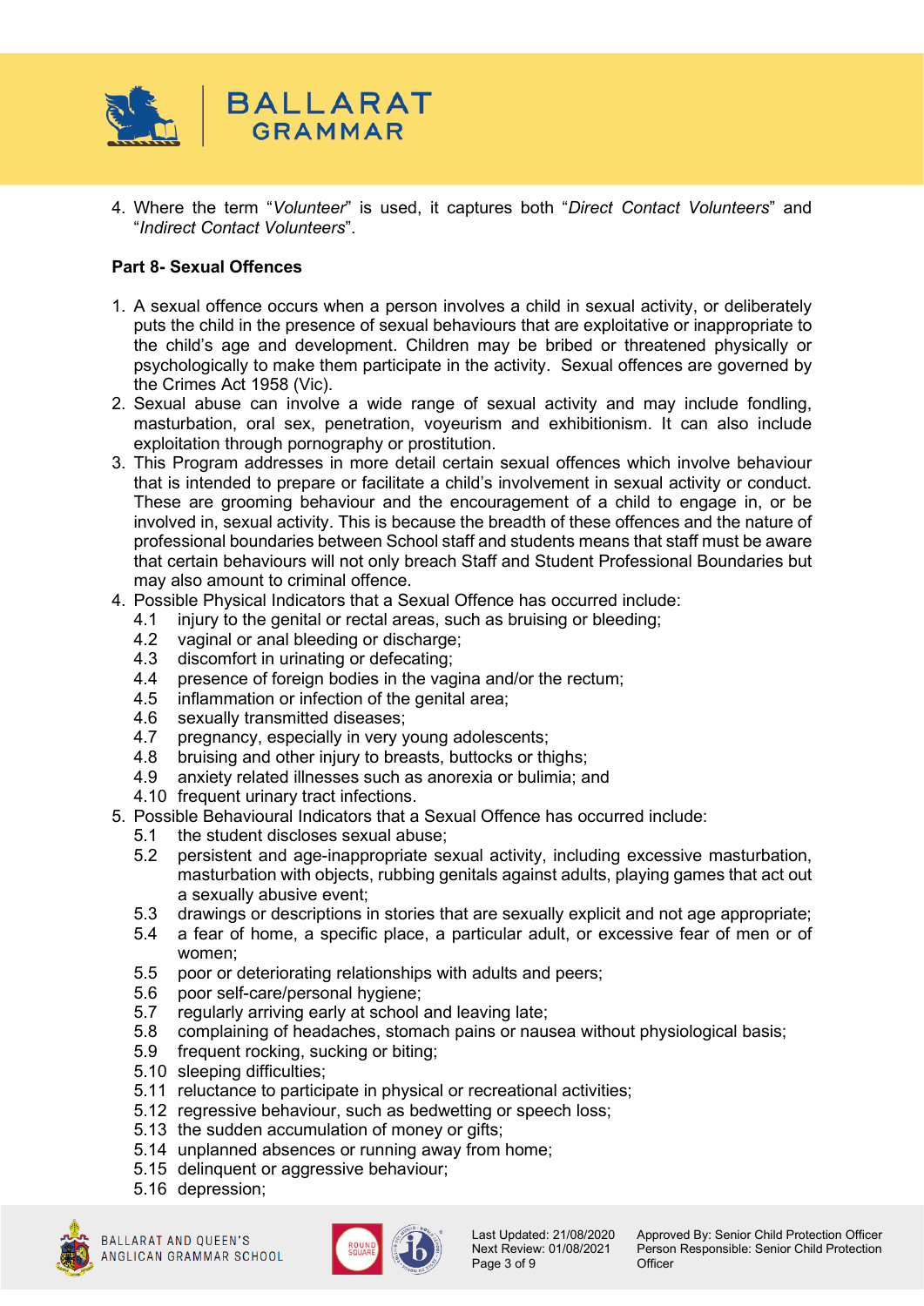4. Where the term "*Volunteer*" is used, it captures both "*Direct Contact Volunteers*" and "*Indirect Contact Volunteers*".

**Part 8- Sexual Offences**

1. A sexual offence occurs when a person involves a child in sexual activity, or deliberately puts the child in the presence of sexual behaviours that are exploitative or inappropriate to the child's age and development. Children may be bribed or threatened physically or psychologically to make them participate in the activity. Sexual offences are governed by the Crimes Act 1958 (Vic).
2. Sexual abuse can involve a wide range of sexual activity and may include fondling, masturbation, oral sex, penetration, voyeurism and exhibitionism. It can also include exploitation through pornography or prostitution.
3. This Program addresses in more detail certain sexual offences which involve behaviour that is intended to prepare or facilitate a child's involvement in sexual activity or conduct. These are grooming behaviour and the encouragement of a child to engage in, or be involved in, sexual activity. This is because the breadth of these offences and the nature of professional boundaries between School staff and students means that staff must be aware that certain behaviours will not only breach Staff and Student Professional Boundaries but may also amount to criminal offence.
4. Possible Physical Indicators that a Sexual Offence has occurred include:
   - 4.1 injury to the genital or rectal areas, such as bruising or bleeding;
   - 4.2 vaginal or anal bleeding or discharge;
   - 4.3 discomfort in urinating or defecating;
   - 4.4 presence of foreign bodies in the vagina and/or the rectum;
   - 4.5 inflammation or infection of the genital area;
   - 4.6 sexually transmitted diseases;
   - 4.7 pregnancy, especially in very young adolescents;
   - 4.8 bruising and other injury to breasts, buttocks or thighs;
   - 4.9 anxiety related illnesses such as anorexia or bulimia; and
   - 4.10 frequent urinary tract infections.
5. Possible Behavioural Indicators that a Sexual Offence has occurred include:
   - 5.1 the student discloses sexual abuse;
   - 5.2 persistent and age-inappropriate sexual activity, including excessive masturbation, masturbation with objects, rubbing genitals against adults, playing games that act out a sexually abusive event;
   - 5.3 drawings or descriptions in stories that are sexually explicit and not age appropriate;
   - 5.4 a fear of home, a specific place, a particular adult, or excessive fear of men or of women;
   - 5.5 poor or deteriorating relationships with adults and peers;
   - 5.6 poor self-care/personal hygiene;
   - 5.7 regularly arriving early at school and leaving late;
   - 5.8 complaining of headaches, stomach pains or nausea without physiological basis;
   - 5.9 frequent rocking, sucking or biting;
   - 5.10 sleeping difficulties;
   - 5.11 reluctance to participate in physical or recreational activities;
   - 5.12 regressive behaviour, such as bedwetting or speech loss;
   - 5.13 the sudden accumulation of money or gifts;
   - 5.14 unplanned absences or running away from home;
   - 5.15 delinquent or aggressive behaviour;
   - 5.16 depression;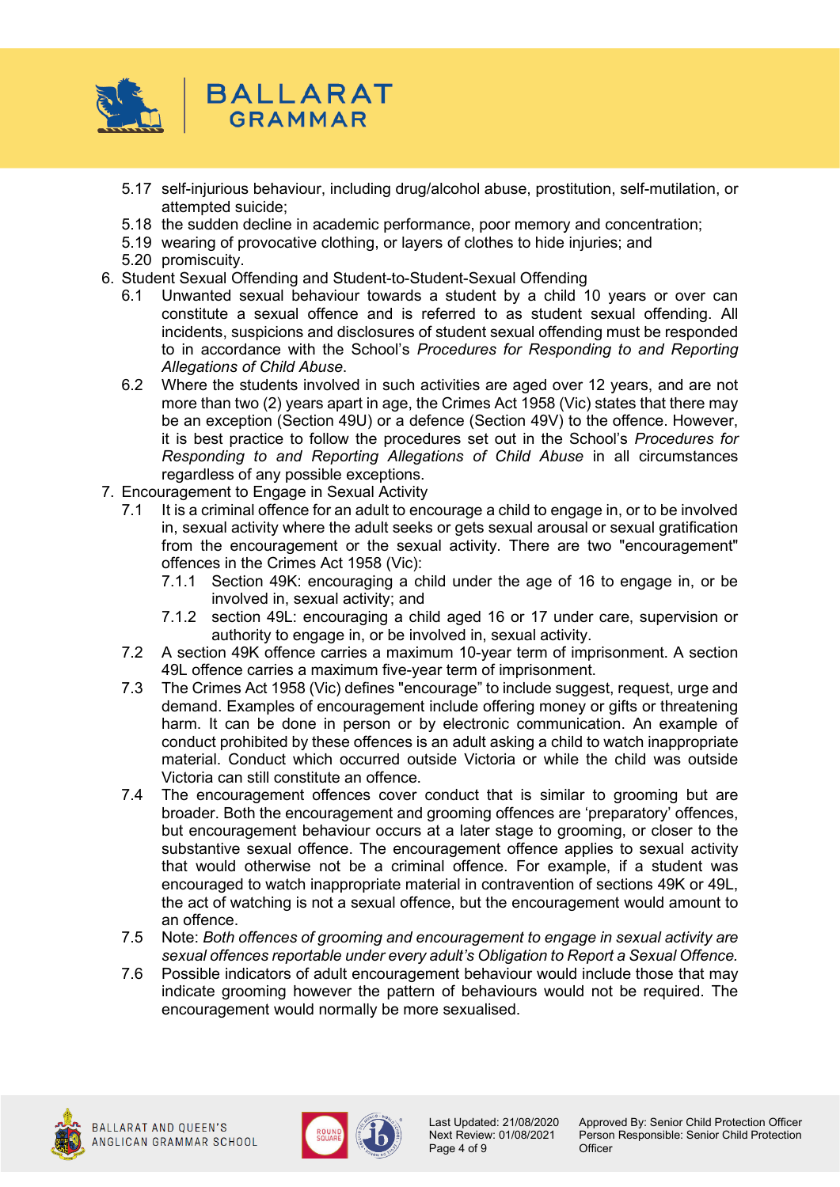5.17 self-injurious behaviour, including drug/alcohol abuse, prostitution, self-mutilation, or attempted suicide;

5.18 the sudden decline in academic performance, poor memory and concentration;

5.19 wearing of provocative clothing, or layers of clothes to hide injuries; and

5.20 promiscuity.

6. Student Sexual Offending and Student-to-Student-Sexual Offending

   6.1 Unwanted sexual behaviour towards a student by a child 10 years or over can constitute a sexual offence and is referred to as student sexual offending. All incidents, suspicions and disclosures of student sexual offending must be responded to in accordance with the School's *Procedures for Responding to and Reporting Allegations of Child Abuse*.

   6.2 Where the students involved in such activities are aged over 12 years, and are not more than two (2) years apart in age, the Crimes Act 1958 (Vic) states that there may be an exception (Section 49U) or a defence (Section 49V) to the offence. However, it is best practice to follow the procedures set out in the School's *Procedures for Responding to and Reporting Allegations of Child Abuse* in all circumstances regardless of any possible exceptions.

7. Encouragement to Engage in Sexual Activity

   7.1 It is a criminal offence for an adult to encourage a child to engage in, or to be involved in, sexual activity where the adult seeks or gets sexual arousal or sexual gratification from the encouragement or the sexual activity. There are two "encouragement" offences in the Crimes Act 1958 (Vic):

      7.1.1 Section 49K: encouraging a child under the age of 16 to engage in, or be involved in, sexual activity; and

      7.1.2 section 49L: encouraging a child aged 16 or 17 under care, supervision or authority to engage in, or be involved in, sexual activity.

   7.2 A section 49K offence carries a maximum 10-year term of imprisonment. A section 49L offence carries a maximum five-year term of imprisonment.

   7.3 The Crimes Act 1958 (Vic) defines "encourage" to include suggest, request, urge and demand. Examples of encouragement include offering money or gifts or threatening harm. It can be done in person or by electronic communication. An example of conduct prohibited by these offences is an adult asking a child to watch inappropriate material. Conduct which occurred outside Victoria or while the child was outside Victoria can still constitute an offence.

   7.4 The encouragement offences cover conduct that is similar to grooming but are broader. Both the encouragement and grooming offences are 'preparatory' offences, but encouragement behaviour occurs at a later stage to grooming, or closer to the substantive sexual offence. The encouragement offence applies to sexual activity that would otherwise not be a criminal offence. For example, if a student was encouraged to watch inappropriate material in contravention of sections 49K or 49L, the act of watching is not a sexual offence, but the encouragement would amount to an offence.

   7.5 Note: *Both offences of grooming and encouragement to engage in sexual activity are sexual offences reportable under every adult's Obligation to Report a Sexual Offence.*

   7.6 Possible indicators of adult encouragement behaviour would include those that may indicate grooming however the pattern of behaviours would not be required. The encouragement would normally be more sexualised.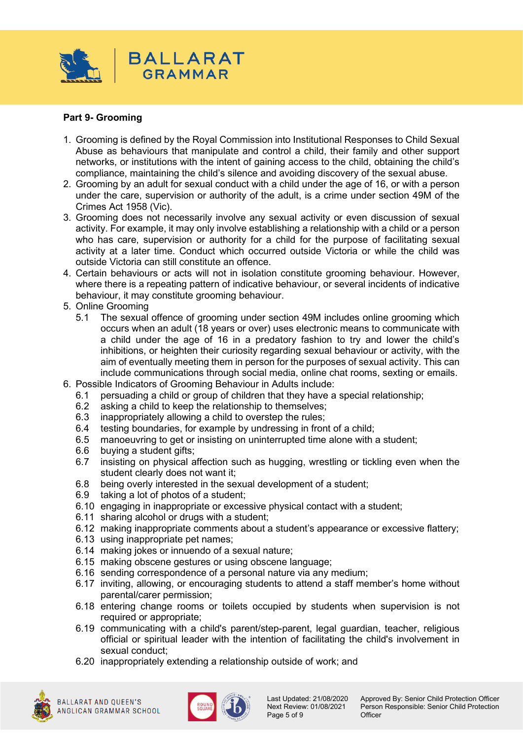**Part 9- Grooming**

1. Grooming is defined by the Royal Commission into Institutional Responses to Child Sexual Abuse as behaviours that manipulate and control a child, their family and other support networks, or institutions with the intent of gaining access to the child, obtaining the child's compliance, maintaining the child's silence and avoiding discovery of the sexual abuse.
2. Grooming by an adult for sexual conduct with a child under the age of 16, or with a person under the care, supervision or authority of the adult, is a crime under section 49M of the Crimes Act 1958 (Vic).
3. Grooming does not necessarily involve any sexual activity or even discussion of sexual activity. For example, it may only involve establishing a relationship with a child or a person who has care, supervision or authority for a child for the purpose of facilitating sexual activity at a later time. Conduct which occurred outside Victoria or while the child was outside Victoria can still constitute an offence.
4. Certain behaviours or acts will not in isolation constitute grooming behaviour. However, where there is a repeating pattern of indicative behaviour, or several incidents of indicative behaviour, it may constitute grooming behaviour.
5. Online Grooming
   - 5.1 The sexual offence of grooming under section 49M includes online grooming which occurs when an adult (18 years or over) uses electronic means to communicate with a child under the age of 16 in a predatory fashion to try and lower the child's inhibitions, or heighten their curiosity regarding sexual behaviour or activity, with the aim of eventually meeting them in person for the purposes of sexual activity. This can include communications through social media, online chat rooms, sexting or emails.
6. Possible Indicators of Grooming Behaviour in Adults include:
   - 6.1 persuading a child or group of children that they have a special relationship;
   - 6.2 asking a child to keep the relationship to themselves;
   - 6.3 inappropriately allowing a child to overstep the rules;
   - 6.4 testing boundaries, for example by undressing in front of a child;
   - 6.5 manoeuvring to get or insisting on uninterrupted time alone with a student;
   - 6.6 buying a student gifts;
   - 6.7 insisting on physical affection such as hugging, wrestling or tickling even when the student clearly does not want it;
   - 6.8 being overly interested in the sexual development of a student;
   - 6.9 taking a lot of photos of a student;
   - 6.10 engaging in inappropriate or excessive physical contact with a student;
   - 6.11 sharing alcohol or drugs with a student;
   - 6.12 making inappropriate comments about a student's appearance or excessive flattery;
   - 6.13 using inappropriate pet names;
   - 6.14 making jokes or innuendo of a sexual nature;
   - 6.15 making obscene gestures or using obscene language;
   - 6.16 sending correspondence of a personal nature via any medium;
   - 6.17 inviting, allowing, or encouraging students to attend a staff member's home without parental/carer permission;
   - 6.18 entering change rooms or toilets occupied by students when supervision is not required or appropriate;
   - 6.19 communicating with a child's parent/step-parent, legal guardian, teacher, religious official or spiritual leader with the intention of facilitating the child's involvement in sexual conduct;
   - 6.20 inappropriately extending a relationship outside of work; and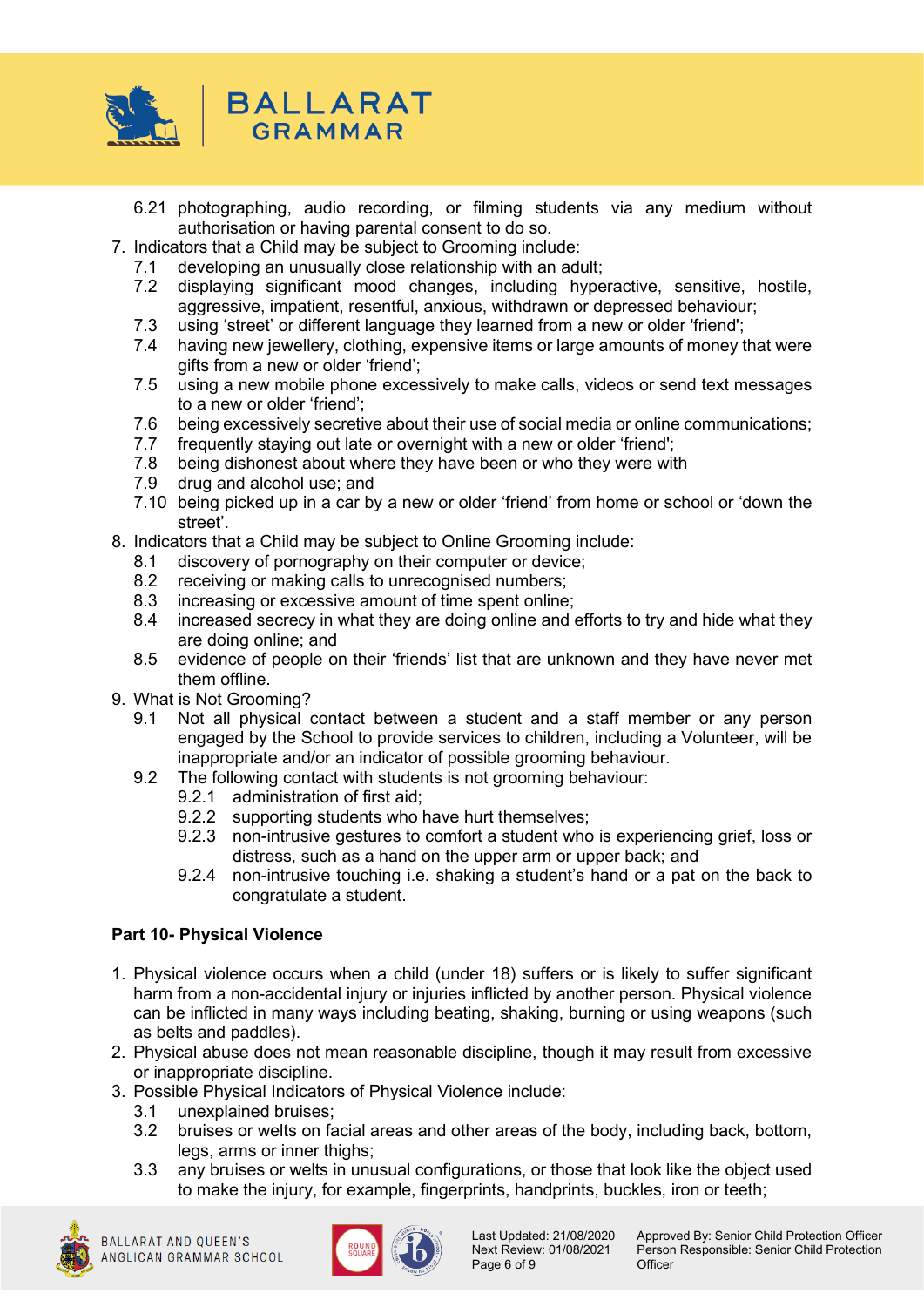6.21 photographing, audio recording, or filming students via any medium without authorisation or having parental consent to do so.

7. Indicators that a Child may be subject to Grooming include:
   7.1 developing an unusually close relationship with an adult;
   7.2 displaying significant mood changes, including hyperactive, sensitive, hostile, aggressive, impatient, resentful, anxious, withdrawn or depressed behaviour;
   7.3 using 'street' or different language they learned from a new or older 'friend';
   7.4 having new jewellery, clothing, expensive items or large amounts of money that were gifts from a new or older 'friend';
   7.5 using a new mobile phone excessively to make calls, videos or send text messages to a new or older 'friend';
   7.6 being excessively secretive about their use of social media or online communications;
   7.7 frequently staying out late or overnight with a new or older 'friend';
   7.8 being dishonest about where they have been or who they were with
   7.9 drug and alcohol use; and
   7.10 being picked up in a car by a new or older 'friend' from home or school or 'down the street'.
8. Indicators that a Child may be subject to Online Grooming include:
   8.1 discovery of pornography on their computer or device;
   8.2 receiving or making calls to unrecognised numbers;
   8.3 increasing or excessive amount of time spent online;
   8.4 increased secrecy in what they are doing online and efforts to try and hide what they are doing online; and
   8.5 evidence of people on their 'friends' list that are unknown and they have never met them offline.
9. What is Not Grooming?
   9.1 Not all physical contact between a student and a staff member or any person engaged by the School to provide services to children, including a Volunteer, will be inappropriate and/or an indicator of possible grooming behaviour.
   9.2 The following contact with students is not grooming behaviour:
      9.2.1 administration of first aid;
      9.2.2 supporting students who have hurt themselves;
      9.2.3 non-intrusive gestures to comfort a student who is experiencing grief, loss or distress, such as a hand on the upper arm or upper back; and
      9.2.4 non-intrusive touching i.e. shaking a student's hand or a pat on the back to congratulate a student.

**Part 10- Physical Violence**

1. Physical violence occurs when a child (under 18) suffers or is likely to suffer significant harm from a non-accidental injury or injuries inflicted by another person. Physical violence can be inflicted in many ways including beating, shaking, burning or using weapons (such as belts and paddles).
2. Physical abuse does not mean reasonable discipline, though it may result from excessive or inappropriate discipline.
3. Possible Physical Indicators of Physical Violence include:
   3.1 unexplained bruises;
   3.2 bruises or welts on facial areas and other areas of the body, including back, bottom, legs, arms or inner thighs;
   3.3 any bruises or welts in unusual configurations, or those that look like the object used to make the injury, for example, fingerprints, handprints, buckles, iron or teeth;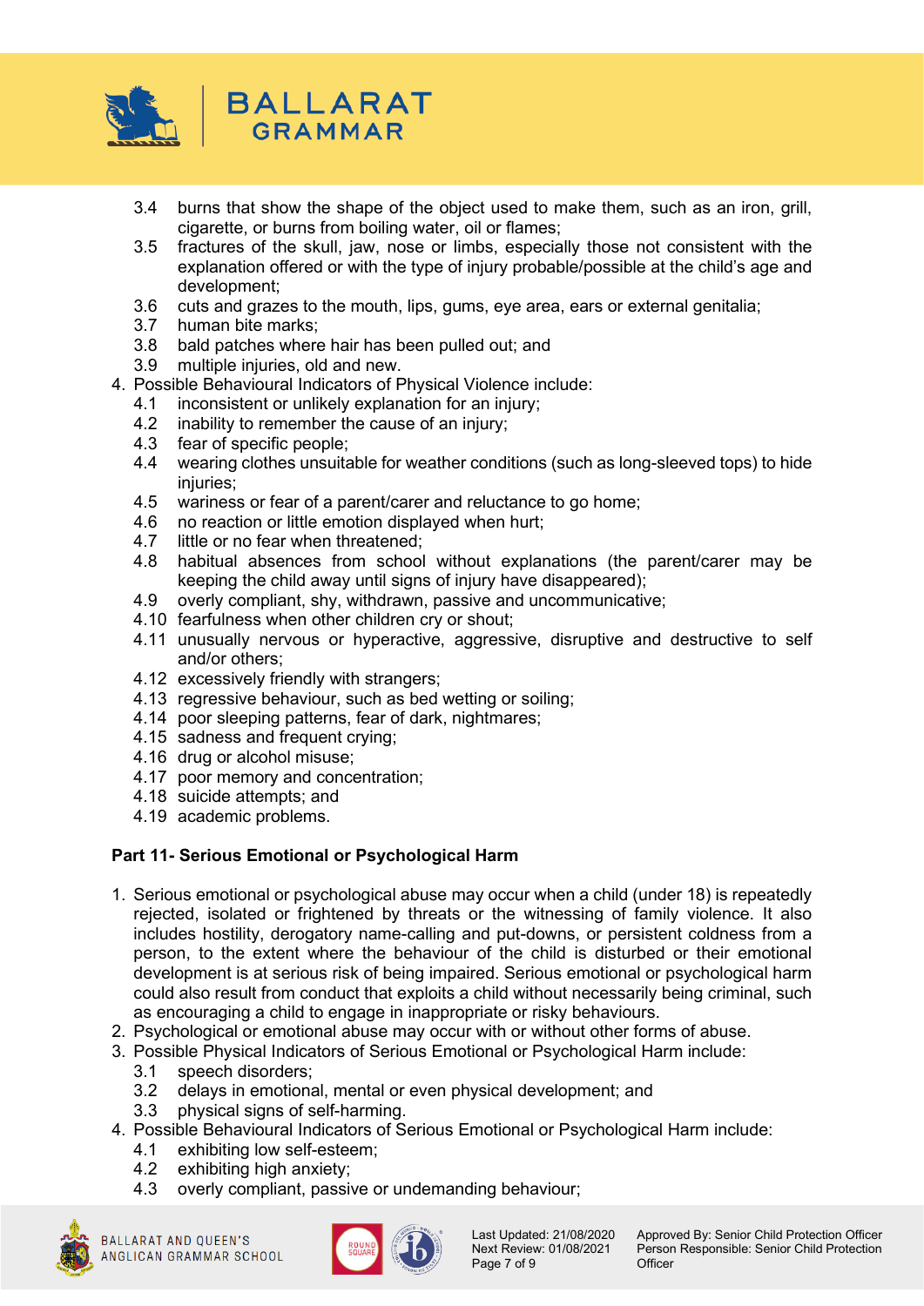3.4 burns that show the shape of the object used to make them, such as an iron, grill, cigarette, or burns from boiling water, oil or flames;
   3.5 fractures of the skull, jaw, nose or limbs, especially those not consistent with the explanation offered or with the type of injury probable/possible at the child's age and development;
   3.6 cuts and grazes to the mouth, lips, gums, eye area, ears or external genitalia;
   3.7 human bite marks;
   3.8 bald patches where hair has been pulled out; and
   3.9 multiple injuries, old and new.

4. Possible Behavioural Indicators of Physical Violence include:
   4.1 inconsistent or unlikely explanation for an injury;
   4.2 inability to remember the cause of an injury;
   4.3 fear of specific people;
   4.4 wearing clothes unsuitable for weather conditions (such as long-sleeved tops) to hide injuries;
   4.5 wariness or fear of a parent/carer and reluctance to go home;
   4.6 no reaction or little emotion displayed when hurt;
   4.7 little or no fear when threatened;
   4.8 habitual absences from school without explanations (the parent/carer may be keeping the child away until signs of injury have disappeared);
   4.9 overly compliant, shy, withdrawn, passive and uncommunicative;
   4.10 fearfulness when other children cry or shout;
   4.11 unusually nervous or hyperactive, aggressive, disruptive and destructive to self and/or others;
   4.12 excessively friendly with strangers;
   4.13 regressive behaviour, such as bed wetting or soiling;
   4.14 poor sleeping patterns, fear of dark, nightmares;
   4.15 sadness and frequent crying;
   4.16 drug or alcohol misuse;
   4.17 poor memory and concentration;
   4.18 suicide attempts; and
   4.19 academic problems.

**Part 11- Serious Emotional or Psychological Harm**

1. Serious emotional or psychological abuse may occur when a child (under 18) is repeatedly rejected, isolated or frightened by threats or the witnessing of family violence. It also includes hostility, derogatory name-calling and put-downs, or persistent coldness from a person, to the extent where the behaviour of the child is disturbed or their emotional development is at serious risk of being impaired. Serious emotional or psychological harm could also result from conduct that exploits a child without necessarily being criminal, such as encouraging a child to engage in inappropriate or risky behaviours.
2. Psychological or emotional abuse may occur with or without other forms of abuse.
3. Possible Physical Indicators of Serious Emotional or Psychological Harm include:
   3.1 speech disorders;
   3.2 delays in emotional, mental or even physical development; and
   3.3 physical signs of self-harming.
4. Possible Behavioural Indicators of Serious Emotional or Psychological Harm include:
   4.1 exhibiting low self-esteem;
   4.2 exhibiting high anxiety;
   4.3 overly compliant, passive or undemanding behaviour;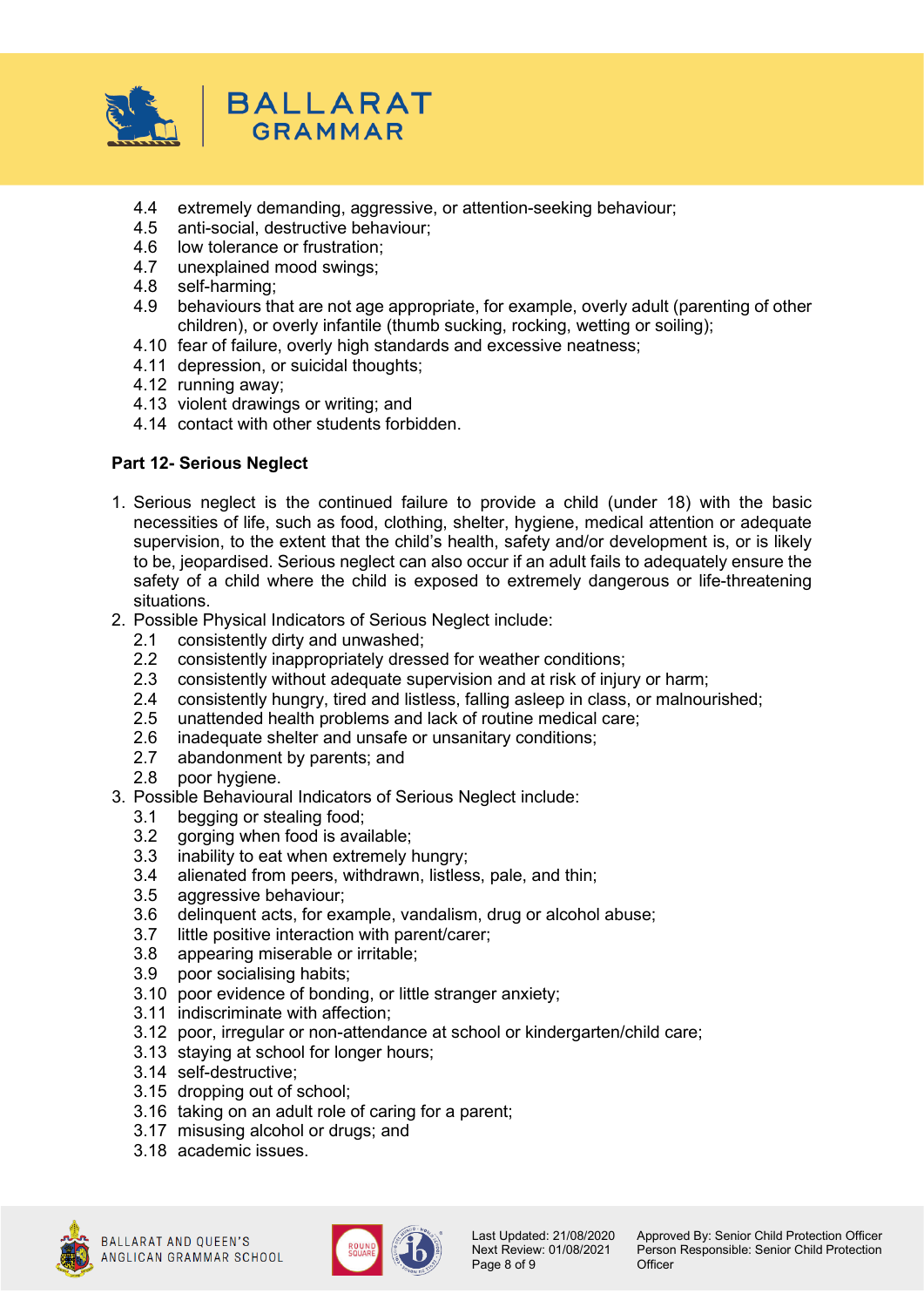4.4 extremely demanding, aggressive, or attention-seeking behaviour;
4.5 anti-social, destructive behaviour;
4.6 low tolerance or frustration;
4.7 unexplained mood swings;
4.8 self-harming;
4.9 behaviours that are not age appropriate, for example, overly adult (parenting of other children), or overly infantile (thumb sucking, rocking, wetting or soiling);
4.10 fear of failure, overly high standards and excessive neatness;
4.11 depression, or suicidal thoughts;
4.12 running away;
4.13 violent drawings or writing; and
4.14 contact with other students forbidden.

**Part 12- Serious Neglect**

1. Serious neglect is the continued failure to provide a child (under 18) with the basic necessities of life, such as food, clothing, shelter, hygiene, medical attention or adequate supervision, to the extent that the child's health, safety and/or development is, or is likely to be, jeopardised. Serious neglect can also occur if an adult fails to adequately ensure the safety of a child where the child is exposed to extremely dangerous or life-threatening situations.
2. Possible Physical Indicators of Serious Neglect include:
   2.1 consistently dirty and unwashed;
   2.2 consistently inappropriately dressed for weather conditions;
   2.3 consistently without adequate supervision and at risk of injury or harm;
   2.4 consistently hungry, tired and listless, falling asleep in class, or malnourished;
   2.5 unattended health problems and lack of routine medical care;
   2.6 inadequate shelter and unsafe or unsanitary conditions;
   2.7 abandonment by parents; and
   2.8 poor hygiene.
3. Possible Behavioural Indicators of Serious Neglect include:
   3.1 begging or stealing food;
   3.2 gorging when food is available;
   3.3 inability to eat when extremely hungry;
   3.4 alienated from peers, withdrawn, listless, pale, and thin;
   3.5 aggressive behaviour;
   3.6 delinquent acts, for example, vandalism, drug or alcohol abuse;
   3.7 little positive interaction with parent/carer;
   3.8 appearing miserable or irritable;
   3.9 poor socialising habits;
   3.10 poor evidence of bonding, or little stranger anxiety;
   3.11 indiscriminate with affection;
   3.12 poor, irregular or non-attendance at school or kindergarten/child care;
   3.13 staying at school for longer hours;
   3.14 self-destructive;
   3.15 dropping out of school;
   3.16 taking on an adult role of caring for a parent;
   3.17 misusing alcohol or drugs; and
   3.18 academic issues.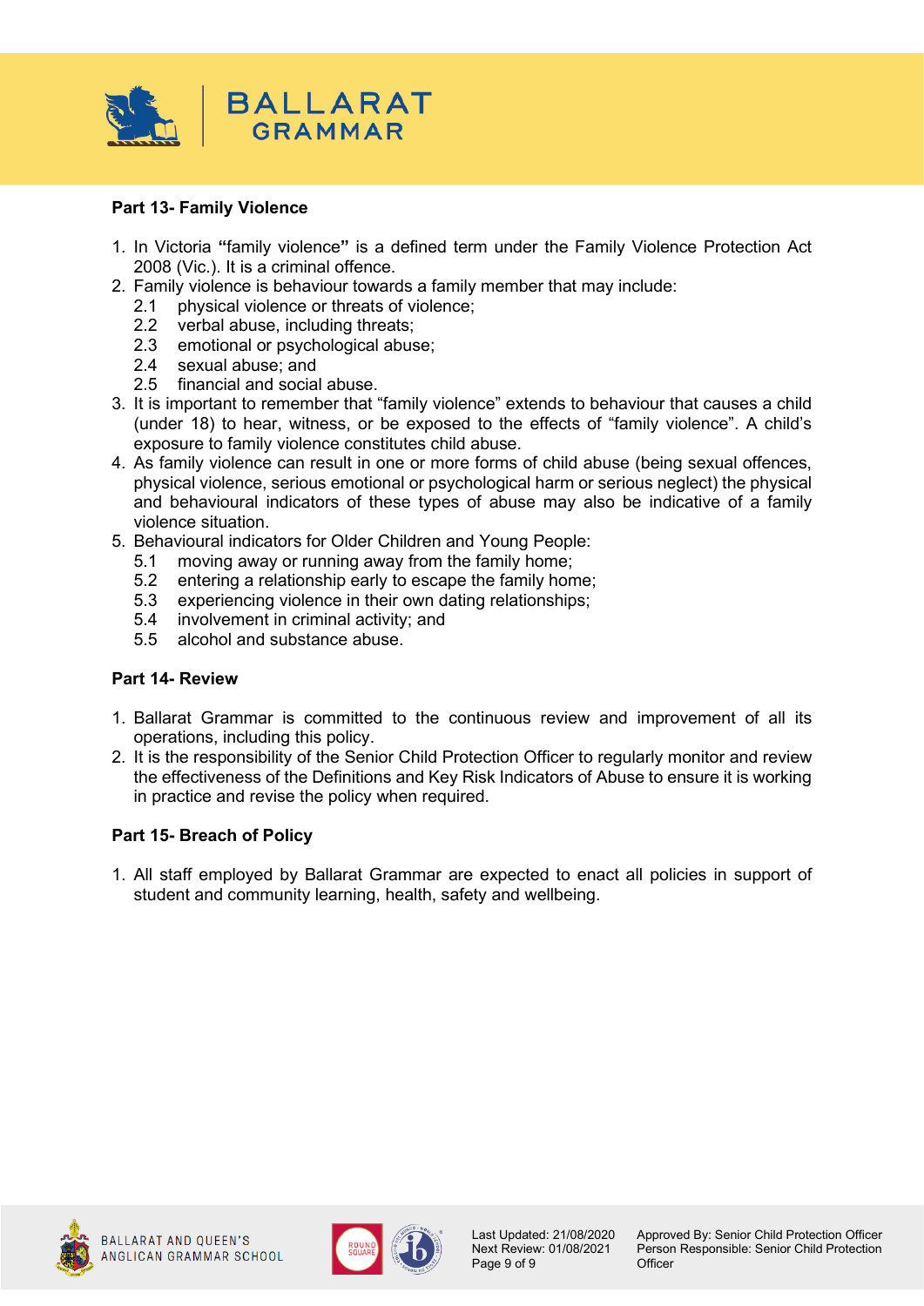**Part 13- Family Violence**

1. In Victoria **"**family violence**"** is a defined term under the Family Violence Protection Act 2008 (Vic.). It is a criminal offence.
2. Family violence is behaviour towards a family member that may include:
   - 2.1 physical violence or threats of violence;
   - 2.2 verbal abuse, including threats;
   - 2.3 emotional or psychological abuse;
   - 2.4 sexual abuse; and
   - 2.5 financial and social abuse.
3. It is important to remember that "family violence" extends to behaviour that causes a child (under 18) to hear, witness, or be exposed to the effects of "family violence". A child's exposure to family violence constitutes child abuse.
4. As family violence can result in one or more forms of child abuse (being sexual offences, physical violence, serious emotional or psychological harm or serious neglect) the physical and behavioural indicators of these types of abuse may also be indicative of a family violence situation.
5. Behavioural indicators for Older Children and Young People:
   - 5.1 moving away or running away from the family home;
   - 5.2 entering a relationship early to escape the family home;
   - 5.3 experiencing violence in their own dating relationships;
   - 5.4 involvement in criminal activity; and
   - 5.5 alcohol and substance abuse.

**Part 14- Review**

1. Ballarat Grammar is committed to the continuous review and improvement of all its operations, including this policy.
2. It is the responsibility of the Senior Child Protection Officer to regularly monitor and review the effectiveness of the Definitions and Key Risk Indicators of Abuse to ensure it is working in practice and revise the policy when required.

**Part 15- Breach of Policy**

1. All staff employed by Ballarat Grammar are expected to enact all policies in support of student and community learning, health, safety and wellbeing.

Last Updated: 21/08/2020
Next Review: 01/08/2021

Approved By: Senior Child Protection Officer
Person Responsible: Senior Child Protection Officer